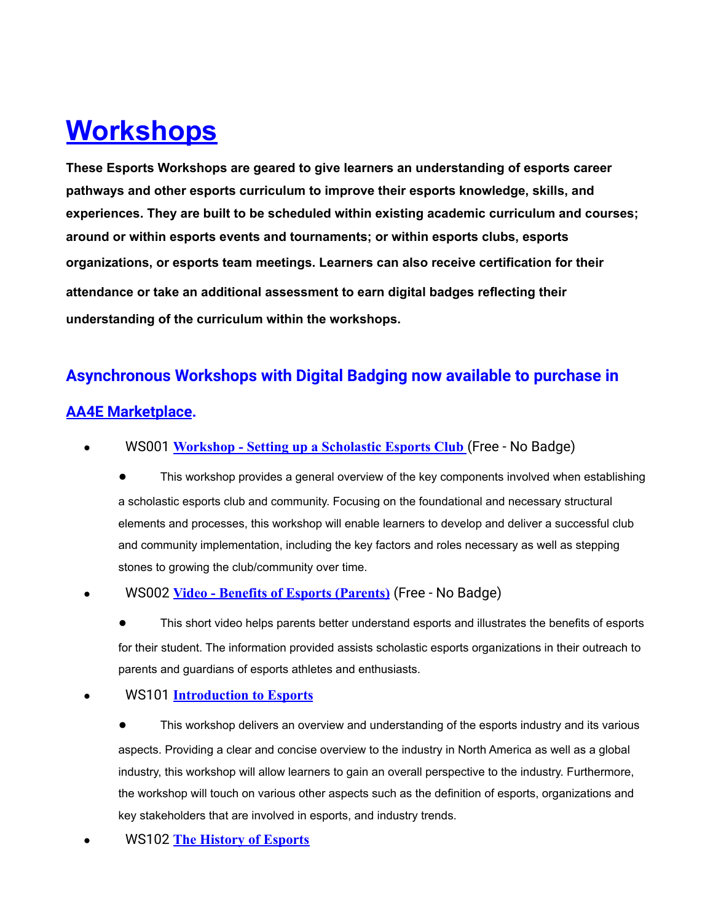# Workshops

**These Esports Workshops are geared to give learners an understanding of esports career pathways and other esports curriculum to improve their esports knowledge, skills, and experiences. They are built to be scheduled within existing academic curriculum and courses; around or within esports events and tournaments; or within esports clubs, esports organizations, or esports team meetings. Learners can also receive certification for their attendance or take an additional assessment to earn digital badges reflecting their understanding of the curriculum within the workshops.**

## Asynchronous Workshops with Digital Badging now available to purchase in AA4E Marketplace.

- WS001 **Workshop - Setting up a Scholastic Esports Club** (Free - No Badge)
  - This workshop provides a general overview of the key components involved when establishing a scholastic esports club and community. Focusing on the foundational and necessary structural elements and processes, this workshop will enable learners to develop and deliver a successful club and community implementation, including the key factors and roles necessary as well as stepping stones to growing the club/community over time.
- WS002 **Video - Benefits of Esports (Parents)** (Free - No Badge)
  - This short video helps parents better understand esports and illustrates the benefits of esports for their student. The information provided assists scholastic esports organizations in their outreach to parents and guardians of esports athletes and enthusiasts.
- WS101 **Introduction to Esports**
  - This workshop delivers an overview and understanding of the esports industry and its various aspects. Providing a clear and concise overview to the industry in North America as well as a global industry, this workshop will allow learners to gain an overall perspective to the industry. Furthermore, the workshop will touch on various other aspects such as the definition of esports, organizations and key stakeholders that are involved in esports, and industry trends.
- WS102 **The History of Esports**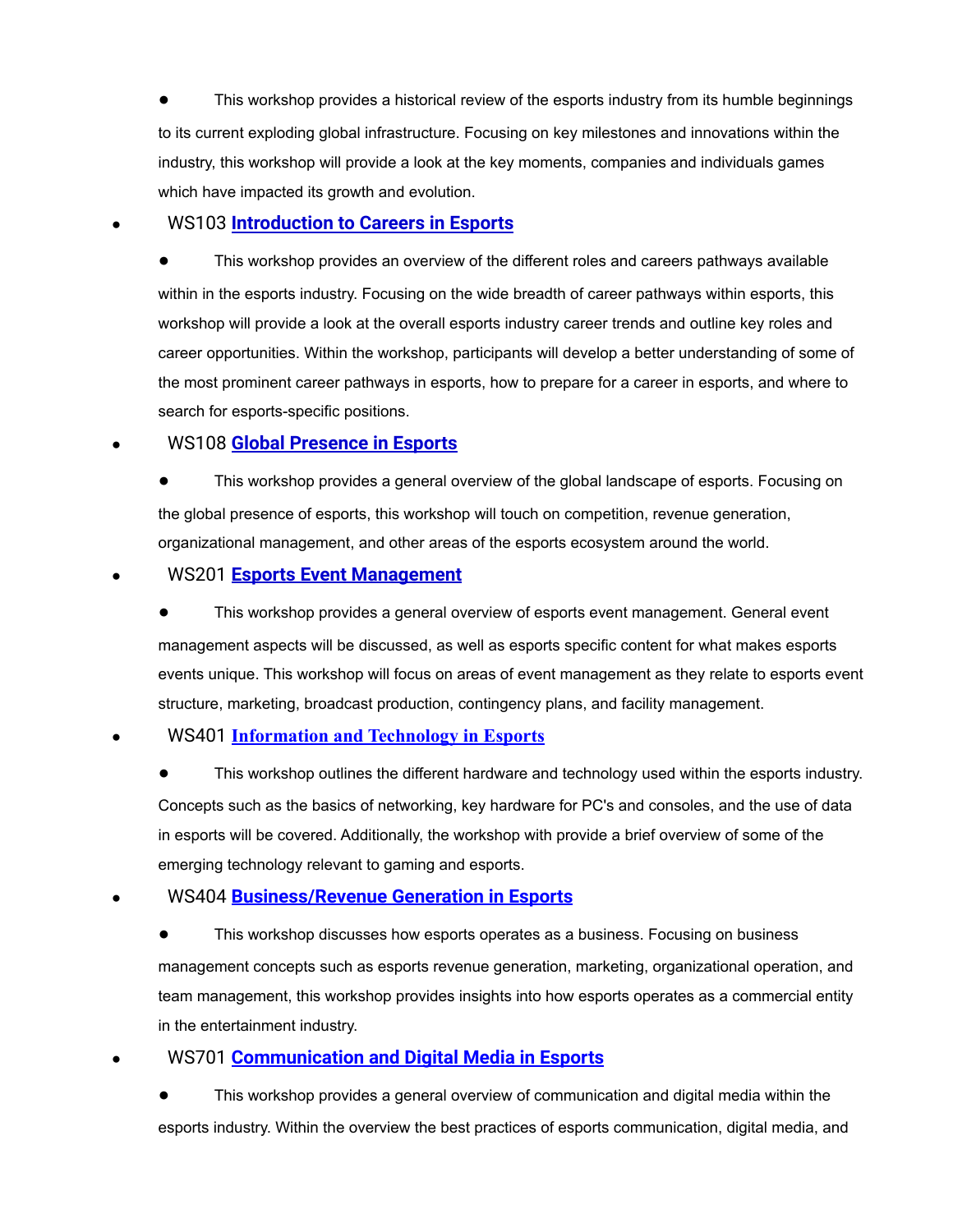- This workshop provides a historical review of the esports industry from its humble beginnings to its current exploding global infrastructure. Focusing on key milestones and innovations within the industry, this workshop will provide a look at the key moments, companies and individuals games which have impacted its growth and evolution.

- WS103 **Introduction to Careers in Esports**
  - This workshop provides an overview of the different roles and careers pathways available within in the esports industry. Focusing on the wide breadth of career pathways within esports, this workshop will provide a look at the overall esports industry career trends and outline key roles and career opportunities. Within the workshop, participants will develop a better understanding of some of the most prominent career pathways in esports, how to prepare for a career in esports, and where to search for esports-specific positions.

- WS108 **Global Presence in Esports**
  - This workshop provides a general overview of the global landscape of esports. Focusing on the global presence of esports, this workshop will touch on competition, revenue generation, organizational management, and other areas of the esports ecosystem around the world.

- WS201 **Esports Event Management**
  - This workshop provides a general overview of esports event management. General event management aspects will be discussed, as well as esports specific content for what makes esports events unique. This workshop will focus on areas of event management as they relate to esports event structure, marketing, broadcast production, contingency plans, and facility management.

- WS401 **Information and Technology in Esports**
  - This workshop outlines the different hardware and technology used within the esports industry. Concepts such as the basics of networking, key hardware for PC's and consoles, and the use of data in esports will be covered. Additionally, the workshop with provide a brief overview of some of the emerging technology relevant to gaming and esports.

- WS404 **Business/Revenue Generation in Esports**
  - This workshop discusses how esports operates as a business. Focusing on business management concepts such as esports revenue generation, marketing, organizational operation, and team management, this workshop provides insights into how esports operates as a commercial entity in the entertainment industry.

- WS701 **Communication and Digital Media in Esports**
  - This workshop provides a general overview of communication and digital media within the esports industry. Within the overview the best practices of esports communication, digital media, and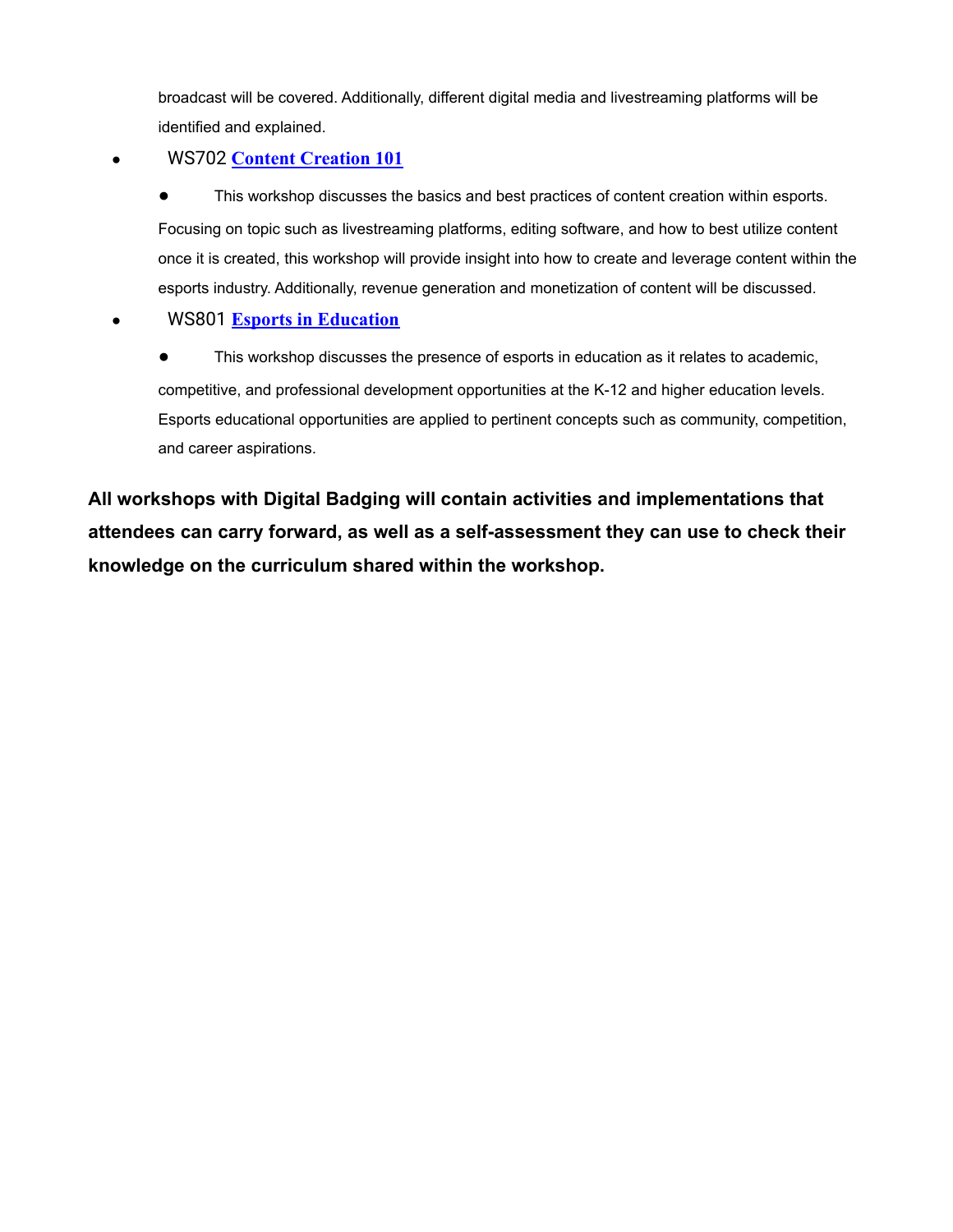broadcast will be covered. Additionally, different digital media and livestreaming platforms will be identified and explained.

- WS702 **Content Creation 101**
  - This workshop discusses the basics and best practices of content creation within esports. Focusing on topic such as livestreaming platforms, editing software, and how to best utilize content once it is created, this workshop will provide insight into how to create and leverage content within the esports industry. Additionally, revenue generation and monetization of content will be discussed.
- WS801 **Esports in Education**
  - This workshop discusses the presence of esports in education as it relates to academic, competitive, and professional development opportunities at the K-12 and higher education levels. Esports educational opportunities are applied to pertinent concepts such as community, competition, and career aspirations.

**All workshops with Digital Badging will contain activities and implementations that attendees can carry forward, as well as a self-assessment they can use to check their knowledge on the curriculum shared within the workshop.**